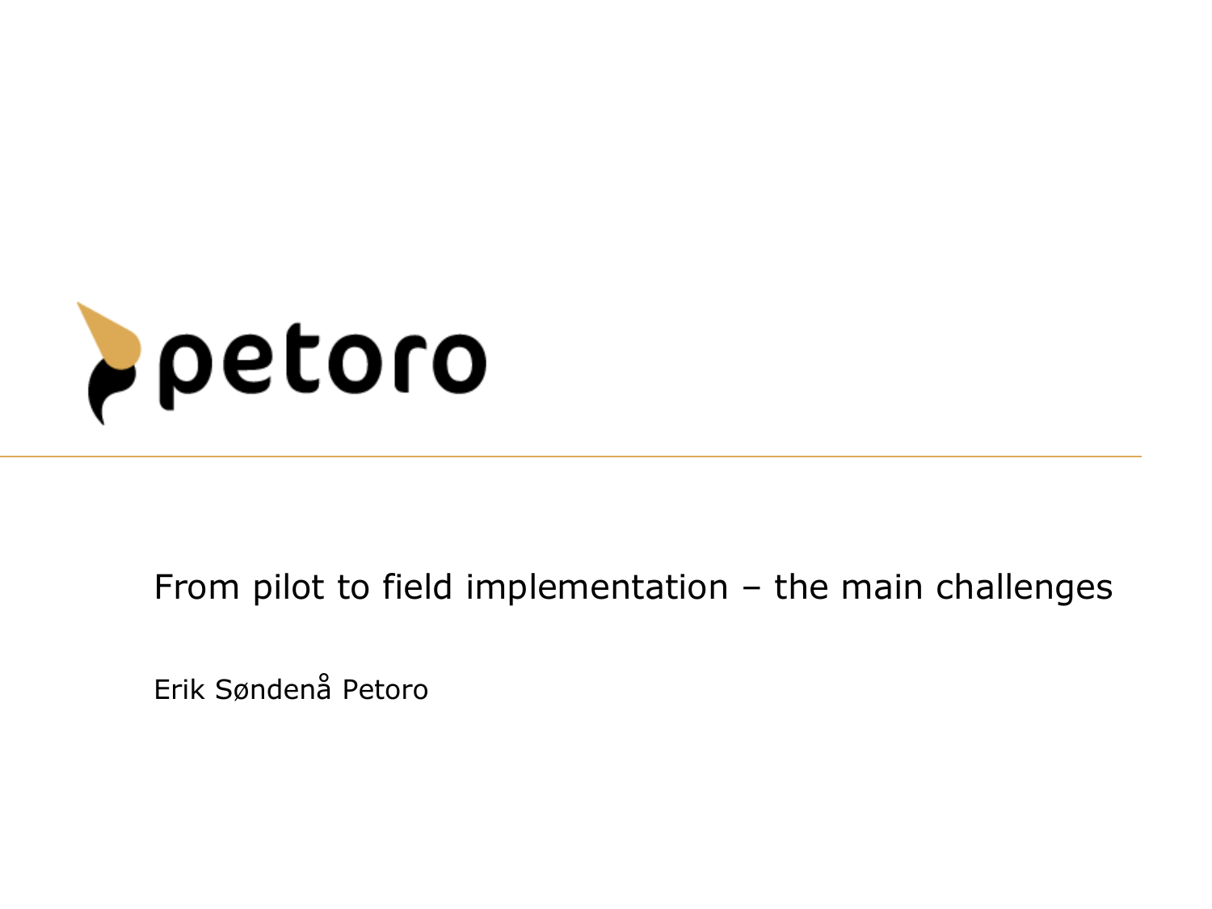petoro

# From pilot to field implementation – the main challenges

Erik Søndenå Petoro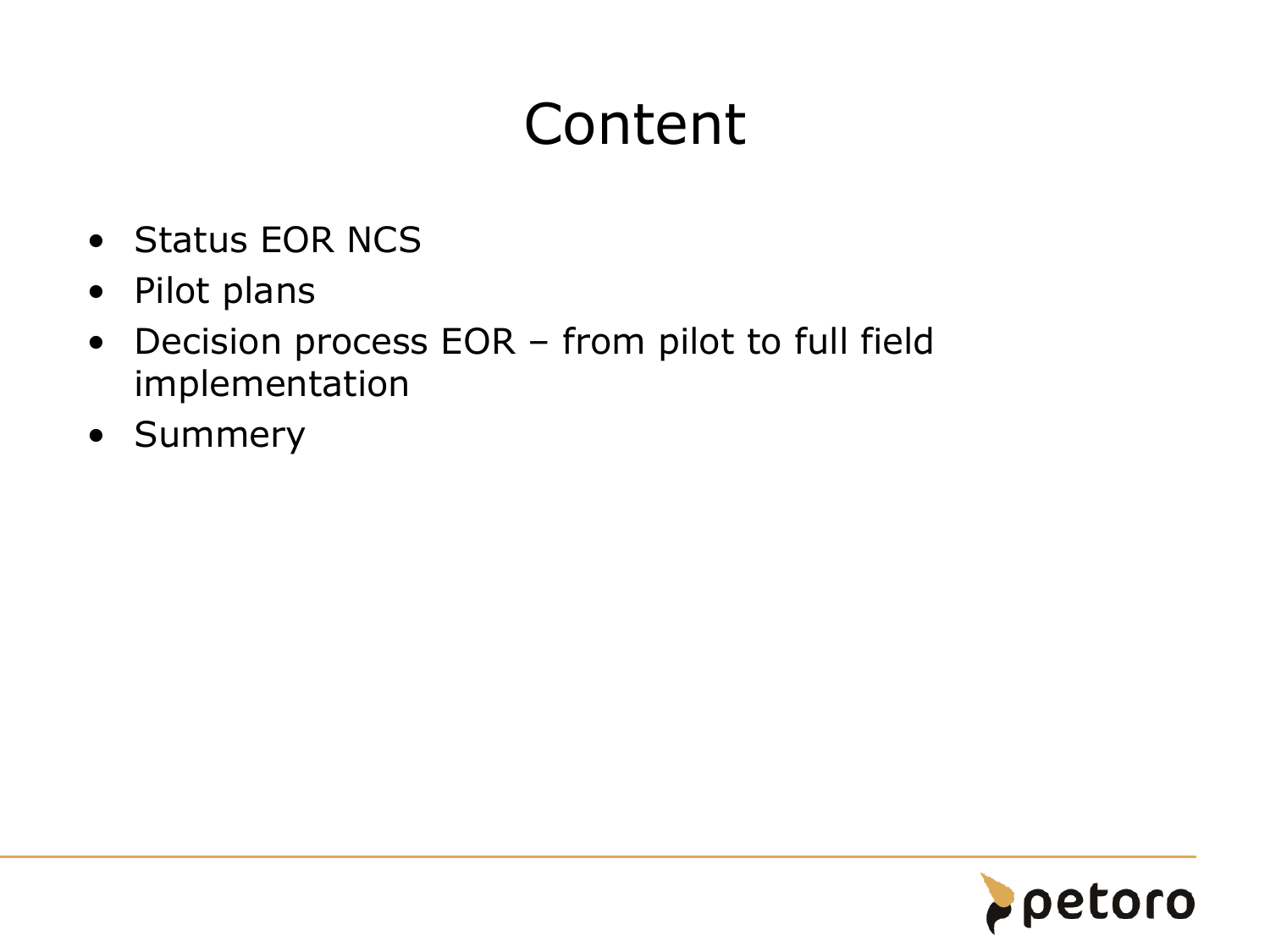# Content

- Status EOR NCS
- Pilot plans
- Decision process EOR – from pilot to full field implementation
- Summery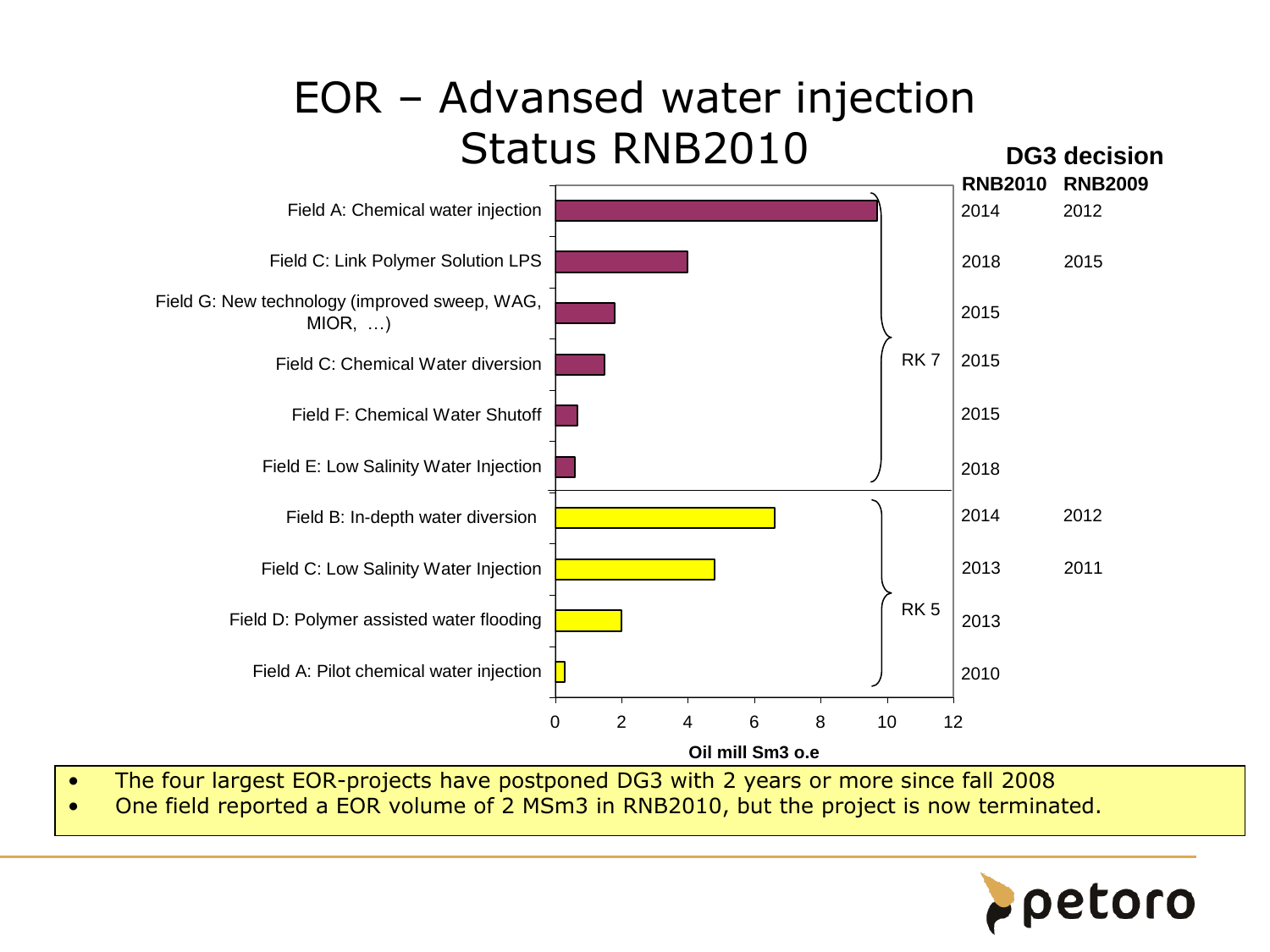# EOR – Advansed water injection
## Status RNB2010

| Project | Group | Oil mill Sm3 o.e (approx.) | DG3 decision RNB2010 | DG3 decision RNB2009 |
|---|---|---|---|---|
| Field A: Chemical water injection | RK 7 | 9.7 | 2014 | 2012 |
| Field C: Link Polymer Solution LPS | RK 7 | 4.0 | 2018 | 2015 |
| Field G: New technology (improved sweep, WAG, MIOR, …) | RK 7 | 1.8 | 2015 | |
| Field C: Chemical Water diversion | RK 7 | 1.5 | 2015 | |
| Field F: Chemical Water Shutoff | RK 7 | 0.7 | 2015 | |
| Field E: Low Salinity Water Injection | RK 7 | 0.6 | 2018 | |
| Field B: In-depth water diversion | RK 5 | 6.6 | 2014 | 2012 |
| Field C: Low Salinity Water Injection | RK 5 | 4.8 | 2013 | 2011 |
| Field D: Polymer assisted water flooding | RK 5 | 2.0 | 2013 | |
| Field A: Pilot chemical water injection | RK 5 | 0.3 | 2010 | |

- The four largest EOR-projects have postponed DG3 with 2 years or more since fall 2008
- One field reported a EOR volume of 2 MSm3 in RNB2010, but the project is now terminated.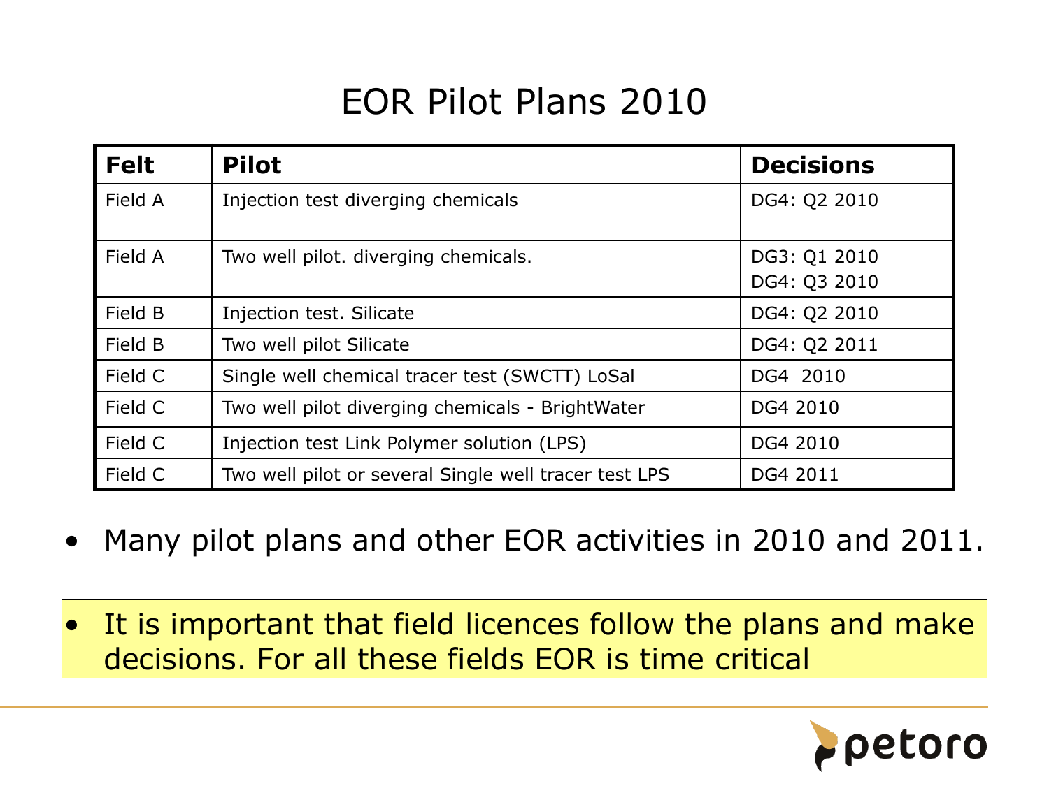# EOR Pilot Plans 2010

| Felt | Pilot | Decisions |
|---|---|---|
| Field A | Injection test diverging chemicals | DG4: Q2 2010 |
| Field A | Two well pilot. diverging chemicals. | DG3: Q1 2010<br>DG4: Q3 2010 |
| Field B | Injection test. Silicate | DG4: Q2 2010 |
| Field B | Two well pilot Silicate | DG4: Q2 2011 |
| Field C | Single well chemical tracer test (SWCTT) LoSal | DG4  2010 |
| Field C | Two well pilot diverging chemicals - BrightWater | DG4 2010 |
| Field C | Injection test Link Polymer solution (LPS) | DG4 2010 |
| Field C | Two well pilot or several Single well tracer test LPS | DG4 2011 |

- Many pilot plans and other EOR activities in 2010 and 2011.

- It is important that field licences follow the plans and make decisions. For all these fields EOR is time critical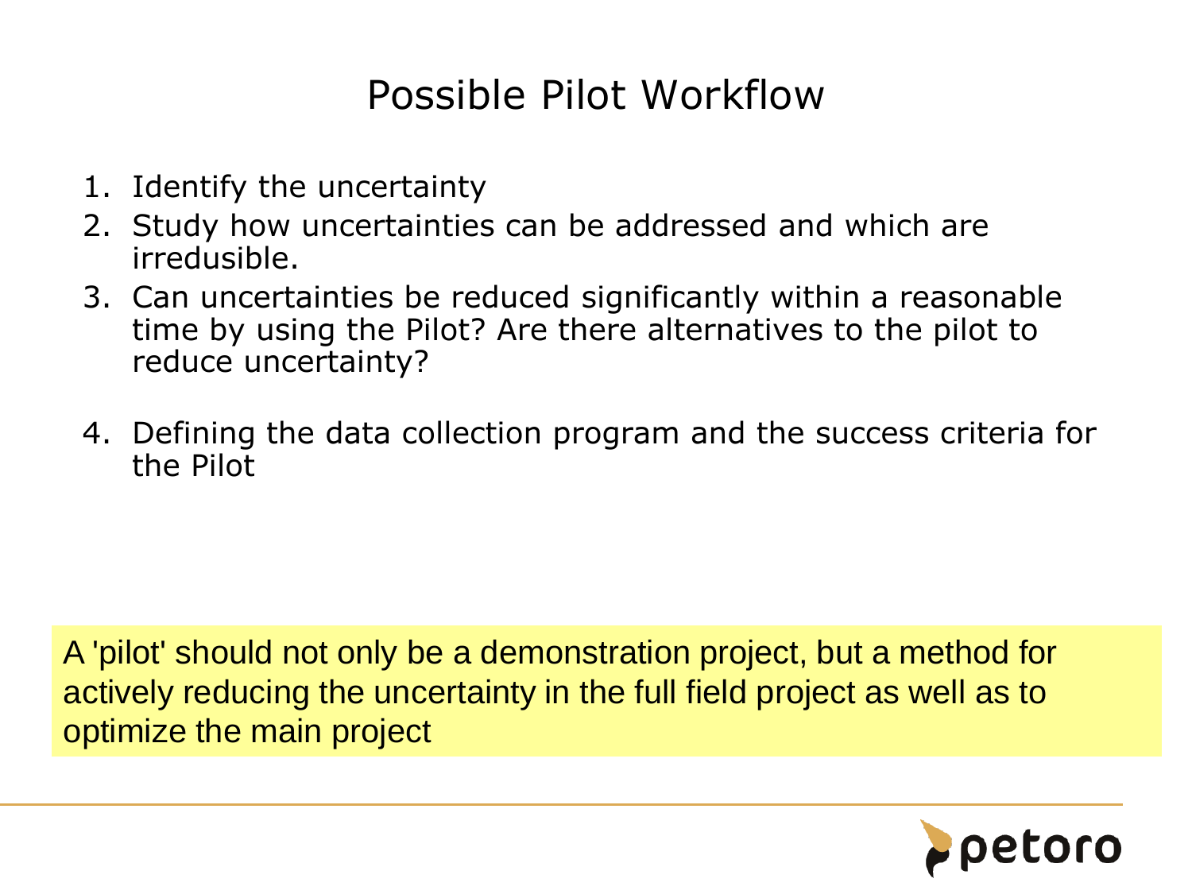# Possible Pilot Workflow

1. Identify the uncertainty
2. Study how uncertainties can be addressed and which are irredusible.
3. Can uncertainties be reduced significantly within a reasonable time by using the Pilot? Are there alternatives to the pilot to reduce uncertainty?
4. Defining the data collection program and the success criteria for the Pilot

A 'pilot' should not only be a demonstration project, but a method for actively reducing the uncertainty in the full field project as well as to optimize the main project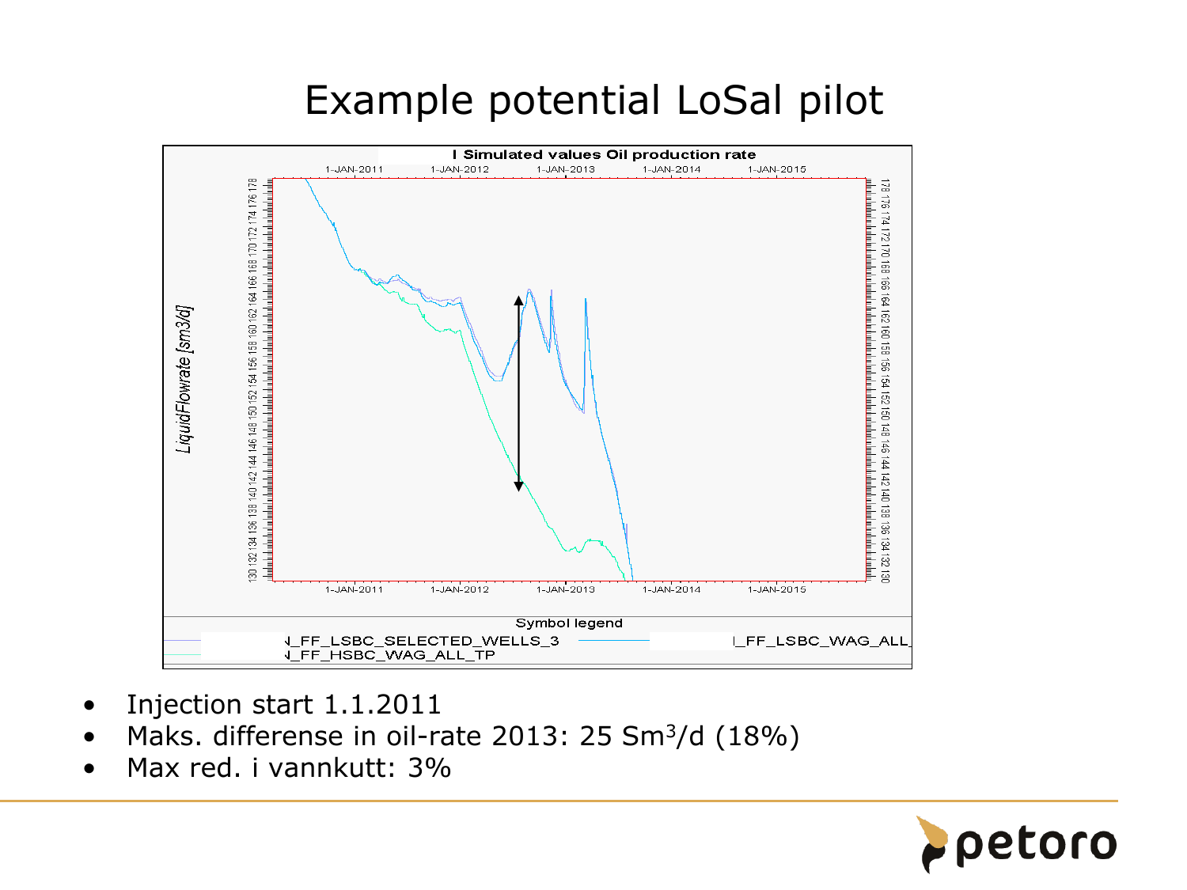# Example potential LoSal pilot

- Injection start 1.1.2011
- Maks. differense in oil-rate 2013: 25 $Sm^3/d$ (18%)
- Max red. i vannkutt: 3%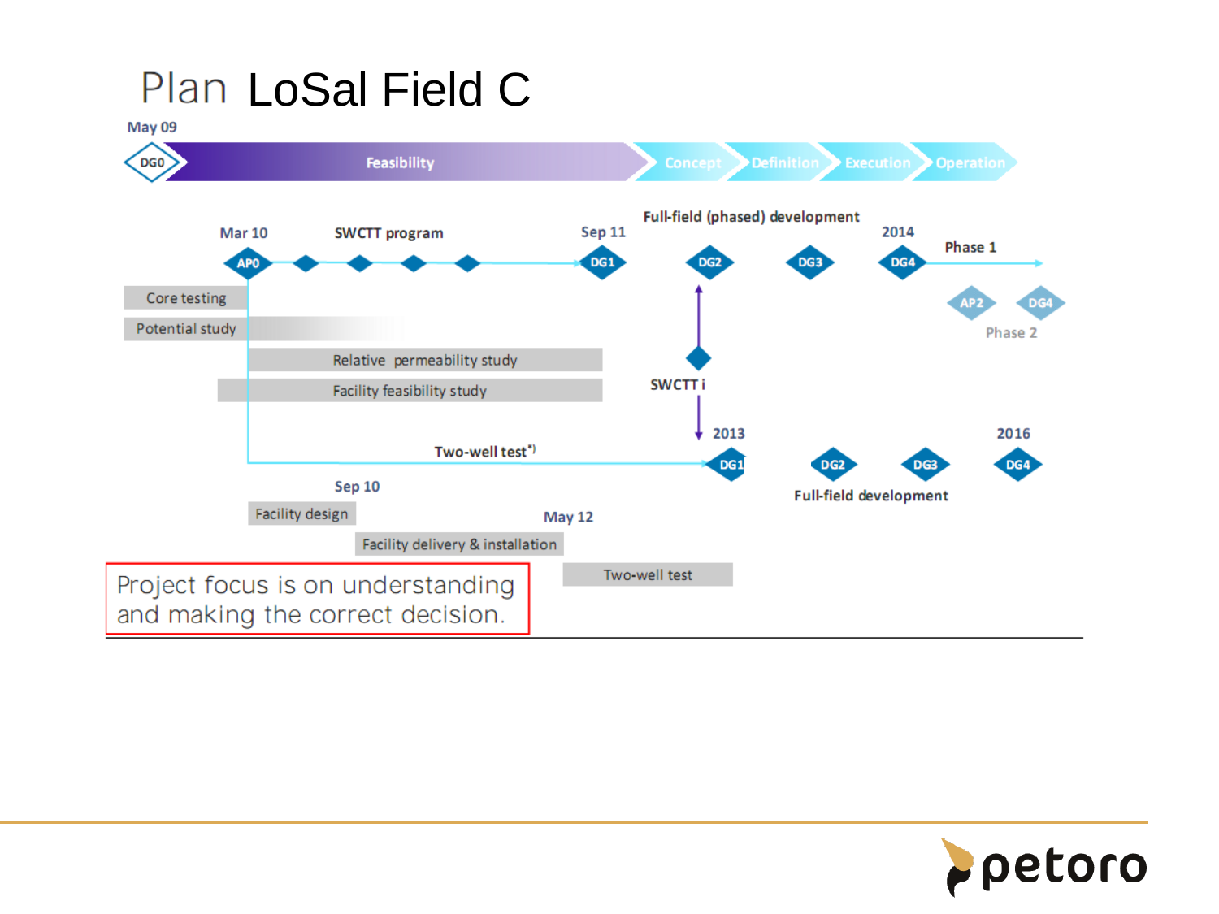# Plan LoSal Field C

May 09

DG0 — Feasibility — Concept — Definition — Execution — Operation

Mar 10 — AP0 — SWCTT program — Sep 11 — DG1

Full-field (phased) development — DG2 — DG3 — 2014 — DG4 — Phase 1

AP2 — DG4 — Phase 2

Core testing

Potential study

Relative permeability study

Facility feasibility study

SWCTT i

Two-well test*)

2013 — DG1 — DG2 — DG3 — 2016 — DG4

Full-field development

Sep 10

Facility design

May 12

Facility delivery & installation

Two-well test

Project focus is on understanding and making the correct decision.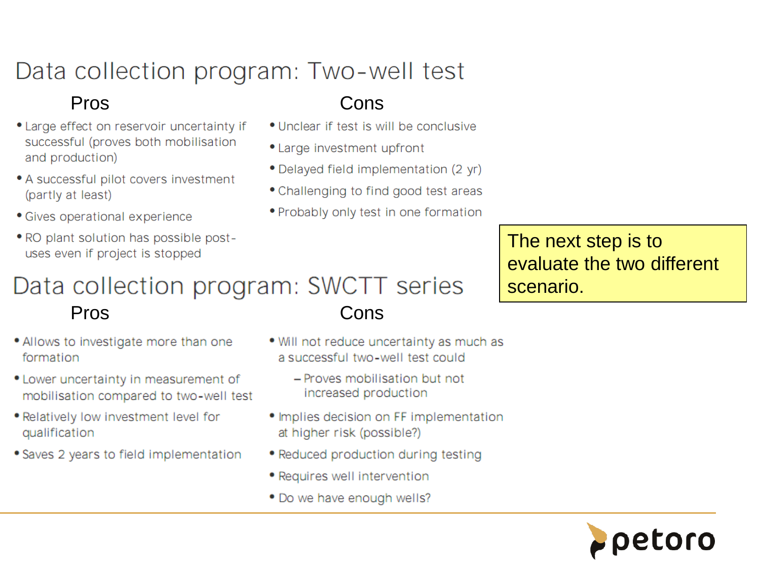# Data collection program: Two-well test

### Pros

- Large effect on reservoir uncertainty if successful (proves both mobilisation and production)
- A successful pilot covers investment (partly at least)
- Gives operational experience
- RO plant solution has possible post-uses even if project is stopped

### Cons

- Unclear if test is will be conclusive
- Large investment upfront
- Delayed field implementation (2 yr)
- Challenging to find good test areas
- Probably only test in one formation

# Data collection program: SWCTT series

### Pros

- Allows to investigate more than one formation
- Lower uncertainty in measurement of mobilisation compared to two-well test
- Relatively low investment level for qualification
- Saves 2 years to field implementation

### Cons

- Will not reduce uncertainty as much as a successful two-well test could
  - Proves mobilisation but not increased production
- Implies decision on FF implementation at higher risk (possible?)
- Reduced production during testing
- Requires well intervention
- Do we have enough wells?

The next step is to evaluate the two different scenario.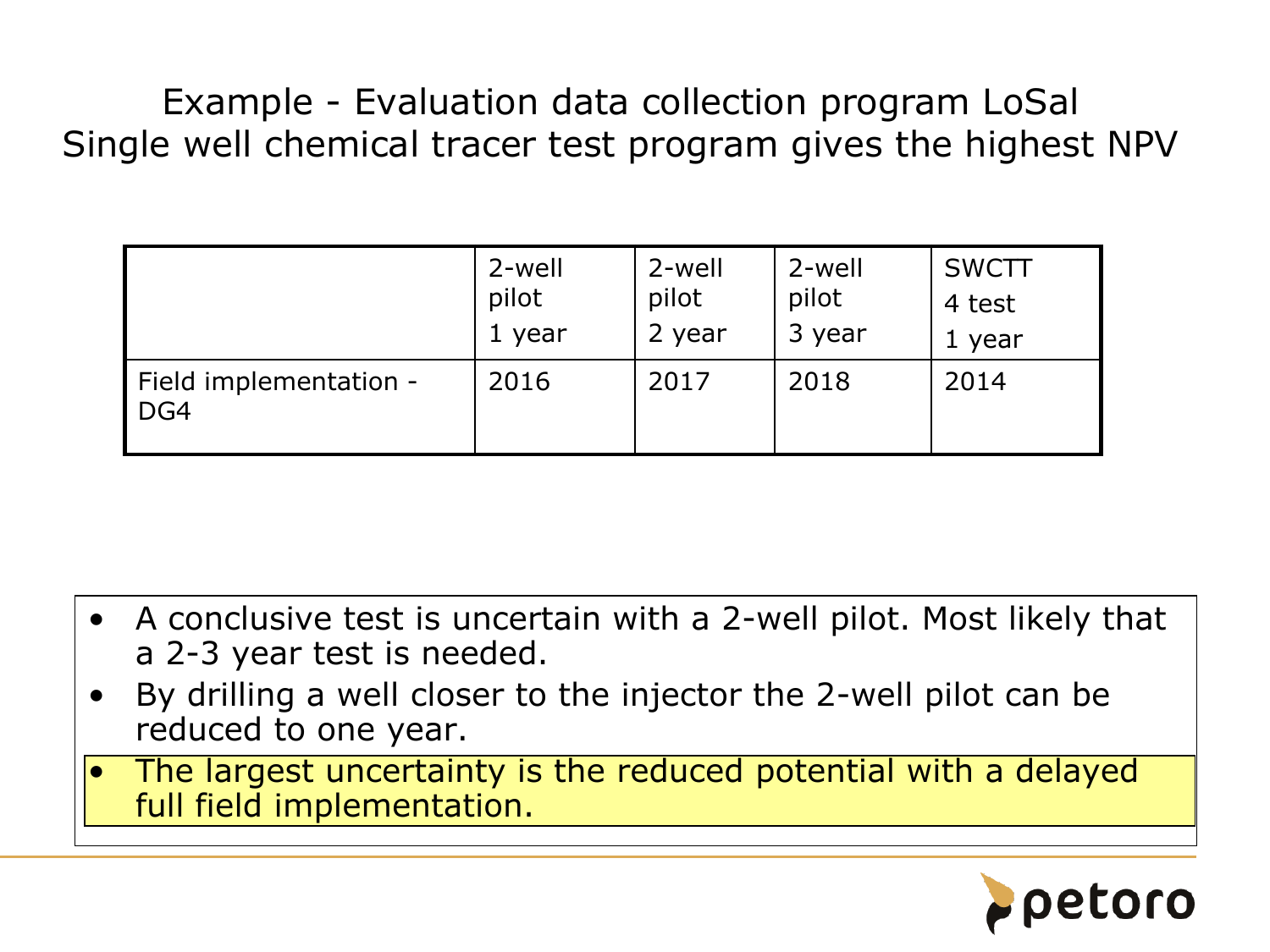# Example - Evaluation data collection program LoSal
## Single well chemical tracer test program gives the highest NPV

| | 2-well pilot 1 year | 2-well pilot 2 year | 2-well pilot 3 year | SWCTT 4 test 1 year |
|---|---|---|---|---|
| Field implementation - DG4 | 2016 | 2017 | 2018 | 2014 |

- A conclusive test is uncertain with a 2-well pilot. Most likely that a 2-3 year test is needed.
- By drilling a well closer to the injector the 2-well pilot can be reduced to one year.
- The largest uncertainty is the reduced potential with a delayed full field implementation.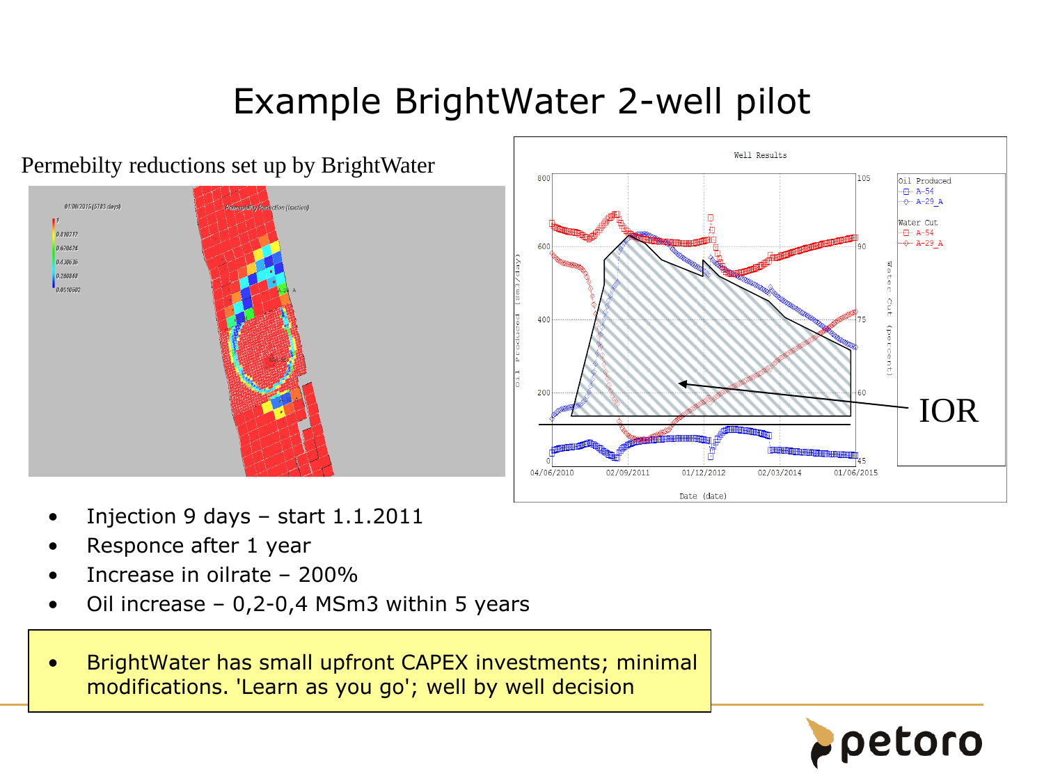# Example BrightWater 2-well pilot

Permebilty reductions set up by BrightWater

- Injection 9 days – start 1.1.2011
- Responce after 1 year
- Increase in oilrate – 200%
- Oil increase – 0,2-0,4 MSm3 within 5 years

- BrightWater has small upfront CAPEX investments; minimal modifications. 'Learn as you go'; well by well decision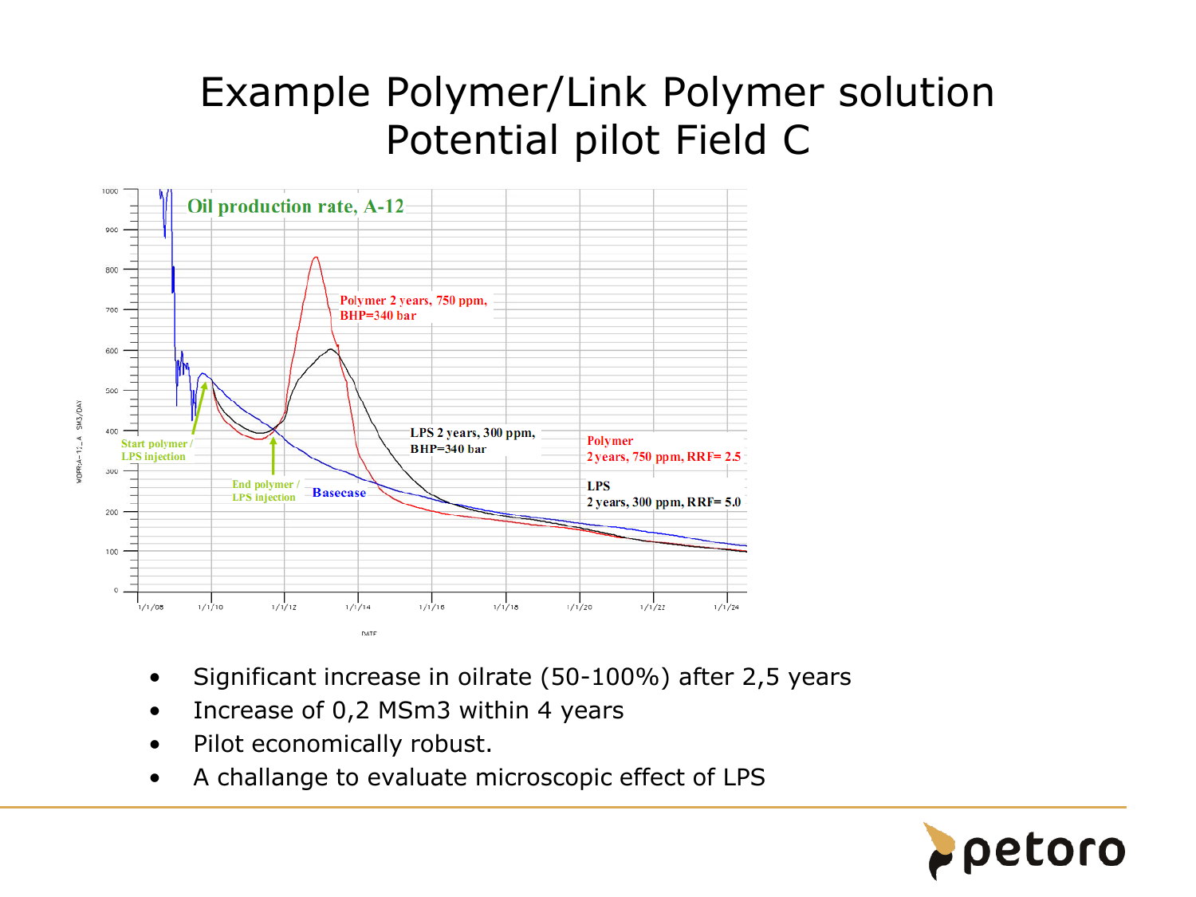# Example Polymer/Link Polymer solution Potential pilot Field C

- Significant increase in oilrate (50-100%) after 2,5 years
- Increase of 0,2 MSm3 within 4 years
- Pilot economically robust.
- A challange to evaluate microscopic effect of LPS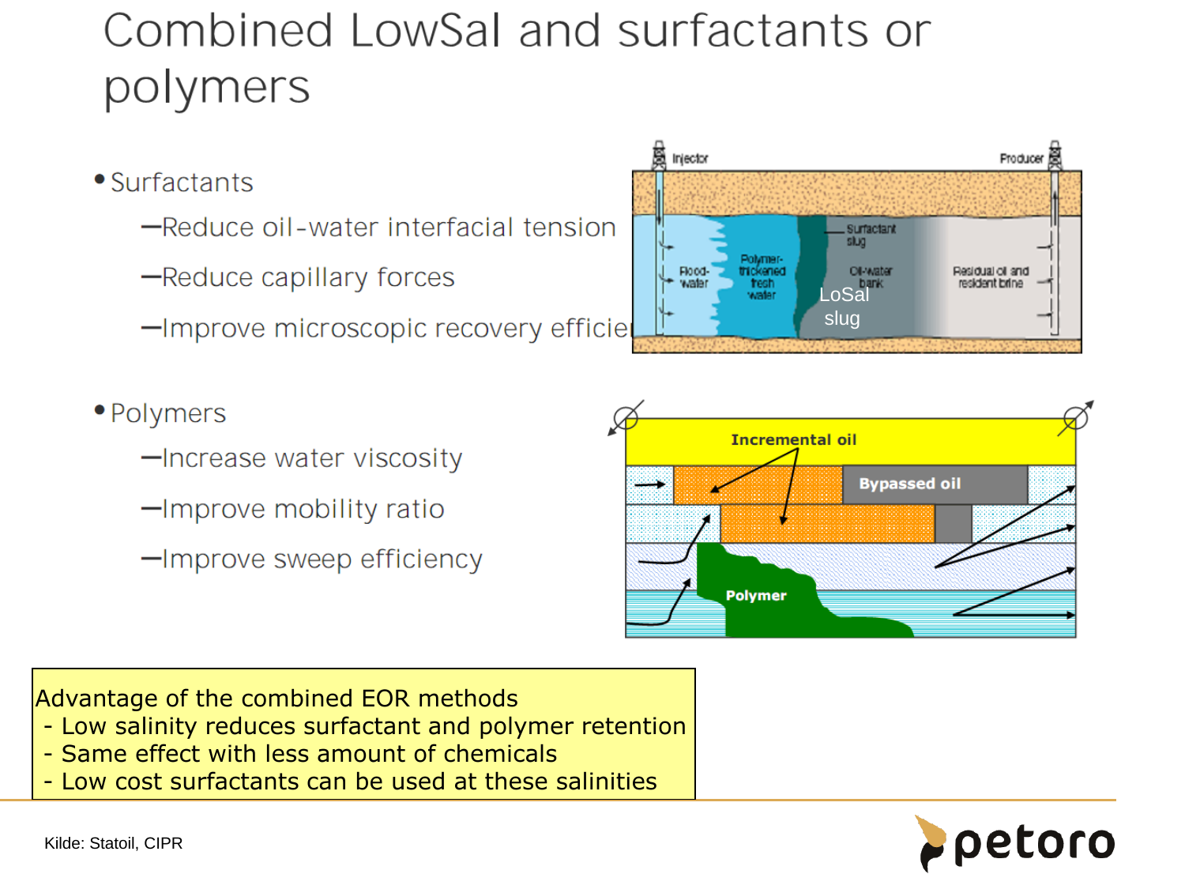# Combined LowSal and surfactants or polymers

- Surfactants
  - Reduce oil-water interfacial tension
  - Reduce capillary forces
  - Improve microscopic recovery efficie
- Polymers
  - Increase water viscosity
  - Improve mobility ratio
  - Improve sweep efficiency

Advantage of the combined EOR methods
- Low salinity reduces surfactant and polymer retention
- Same effect with less amount of chemicals
- Low cost surfactants can be used at these salinities

Kilde: Statoil, CIPR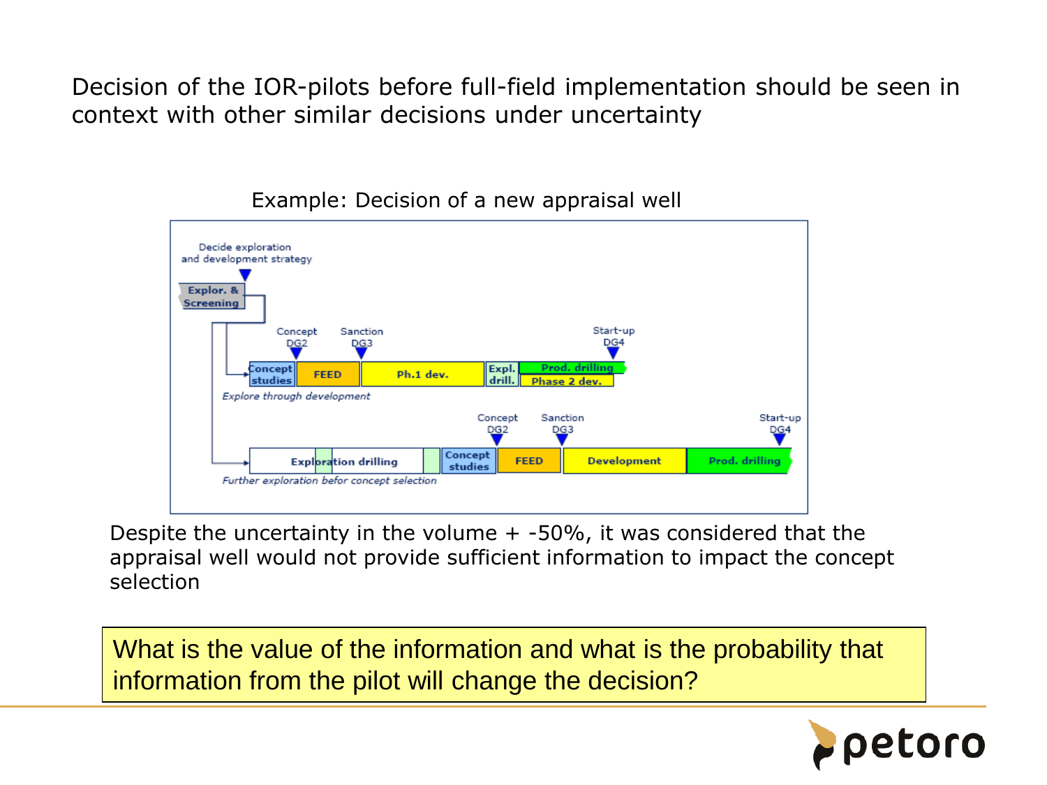Decision of the IOR-pilots before full-field implementation should be seen in context with other similar decisions under uncertainty

Example: Decision of a new appraisal well

Decide exploration and development strategy

Explor. & Screening

Concept DG2 | Sanction DG3 | Start-up DG4

Concept studies | FEED | Ph.1 dev. | Expl. drill. | Prod. drilling | Phase 2 dev.

*Explore through development*

Concept DG2 | Sanction DG3 | Start-up DG4

Exploration drilling | Concept studies | FEED | Development | Prod. drilling

*Further exploration befor concept selection*

Despite the uncertainty in the volume + -50%, it was considered that the appraisal well would not provide sufficient information to impact the concept selection

What is the value of the information and what is the probability that information from the pilot will change the decision?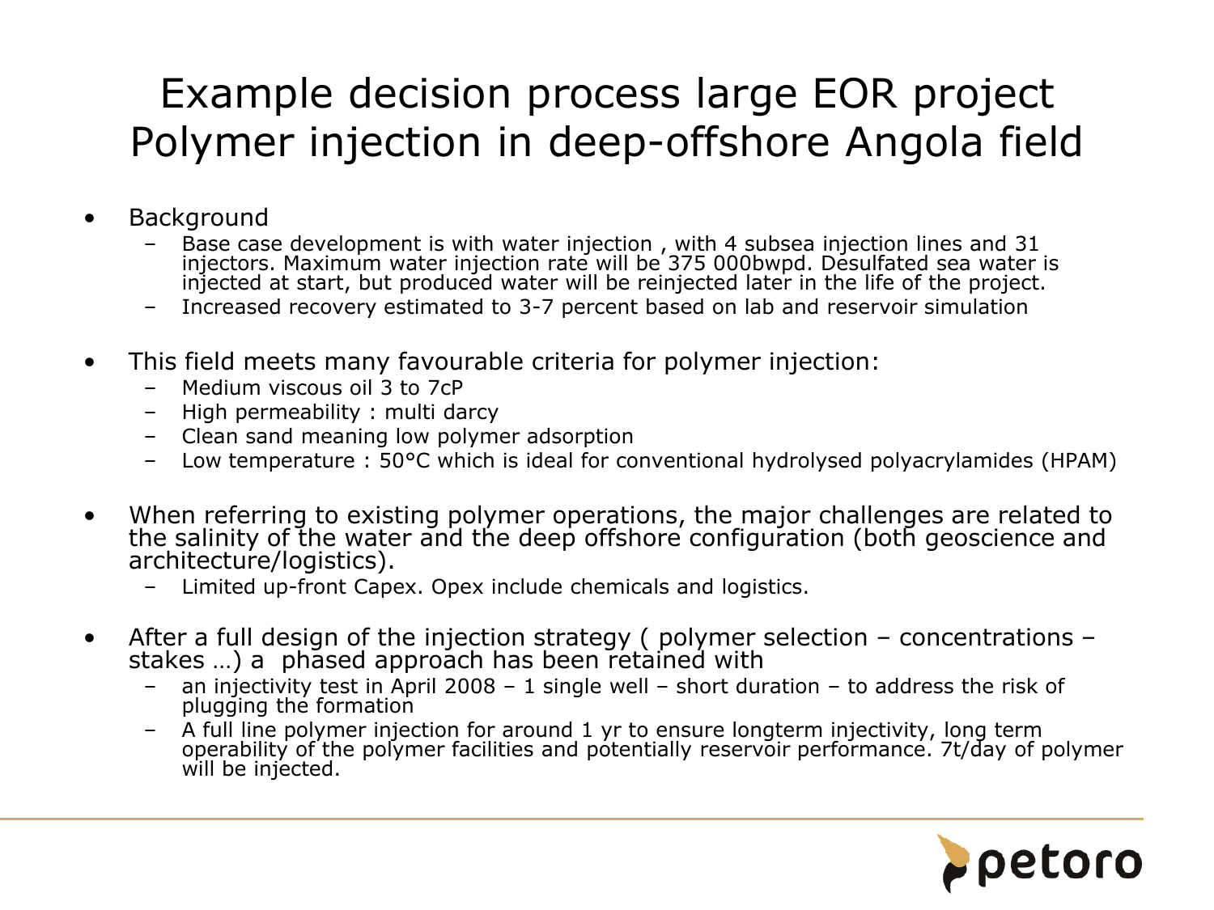# Example decision process large EOR project
# Polymer injection in deep-offshore Angola field

- Background
  - Base case development is with water injection , with 4 subsea injection lines and 31 injectors. Maximum water injection rate will be 375 000bwpd. Desulfated sea water is injected at start, but produced water will be reinjected later in the life of the project.
  - Increased recovery estimated to 3-7 percent based on lab and reservoir simulation

- This field meets many favourable criteria for polymer injection:
  - Medium viscous oil 3 to 7cP
  - High permeability : multi darcy
  - Clean sand meaning low polymer adsorption
  - Low temperature : 50°C which is ideal for conventional hydrolysed polyacrylamides (HPAM)

- When referring to existing polymer operations, the major challenges are related to the salinity of the water and the deep offshore configuration (both geoscience and architecture/logistics).
  - Limited up-front Capex. Opex include chemicals and logistics.

- After a full design of the injection strategy ( polymer selection – concentrations – stakes …) a phased approach has been retained with
  - an injectivity test in April 2008 – 1 single well – short duration – to address the risk of plugging the formation
  - A full line polymer injection for around 1 yr to ensure longterm injectivity, long term operability of the polymer facilities and potentially reservoir performance. 7t/day of polymer will be injected.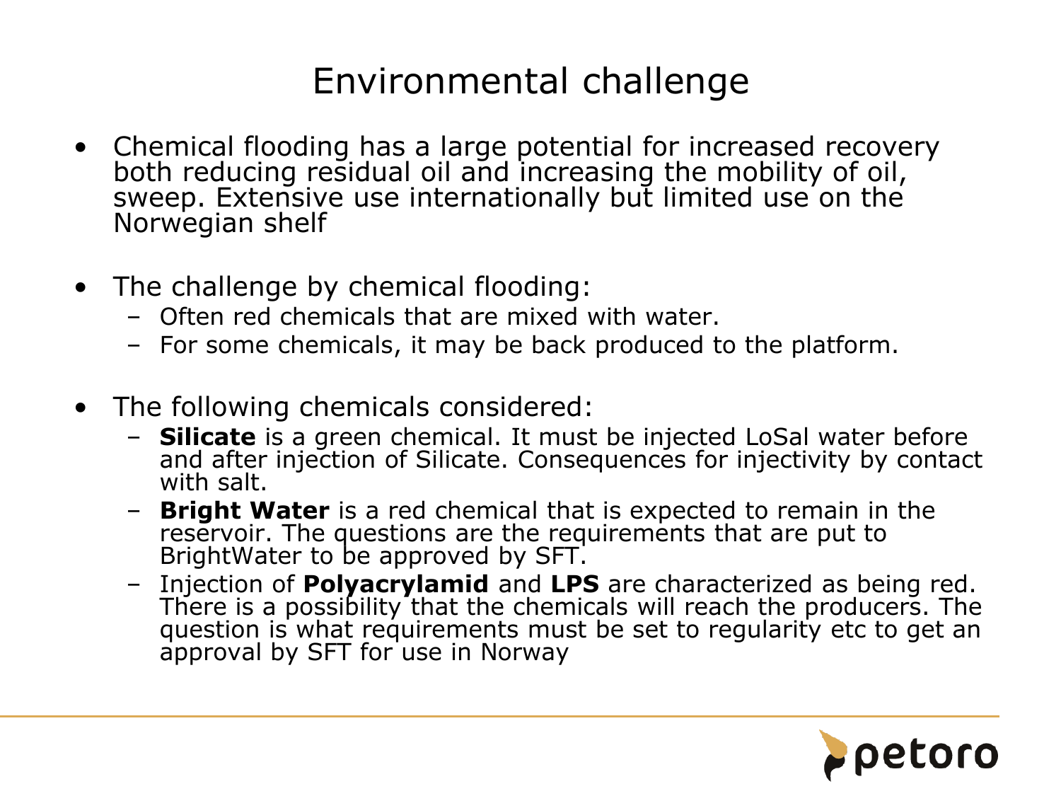# Environmental challenge

- Chemical flooding has a large potential for increased recovery both reducing residual oil and increasing the mobility of oil, sweep. Extensive use internationally but limited use on the Norwegian shelf

- The challenge by chemical flooding:
  - Often red chemicals that are mixed with water.
  - For some chemicals, it may be back produced to the platform.

- The following chemicals considered:
  - **Silicate** is a green chemical. It must be injected LoSal water before and after injection of Silicate. Consequences for injectivity by contact with salt.
  - **Bright Water** is a red chemical that is expected to remain in the reservoir. The questions are the requirements that are put to BrightWater to be approved by SFT.
  - Injection of **Polyacrylamid** and **LPS** are characterized as being red. There is a possibility that the chemicals will reach the producers. The question is what requirements must be set to regularity etc to get an approval by SFT for use in Norway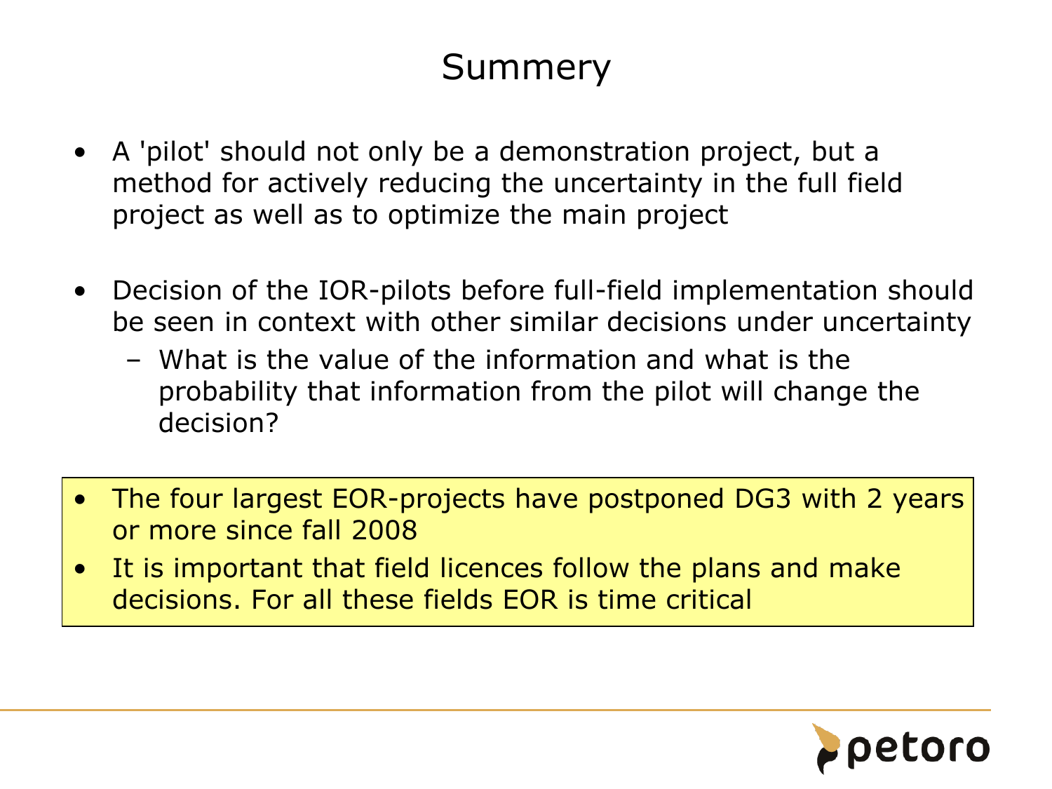# Summery

- A 'pilot' should not only be a demonstration project, but a method for actively reducing the uncertainty in the full field project as well as to optimize the main project

- Decision of the IOR-pilots before full-field implementation should be seen in context with other similar decisions under uncertainty
  - What is the value of the information and what is the probability that information from the pilot will change the decision?

- The four largest EOR-projects have postponed DG3 with 2 years or more since fall 2008
- It is important that field licences follow the plans and make decisions. For all these fields EOR is time critical